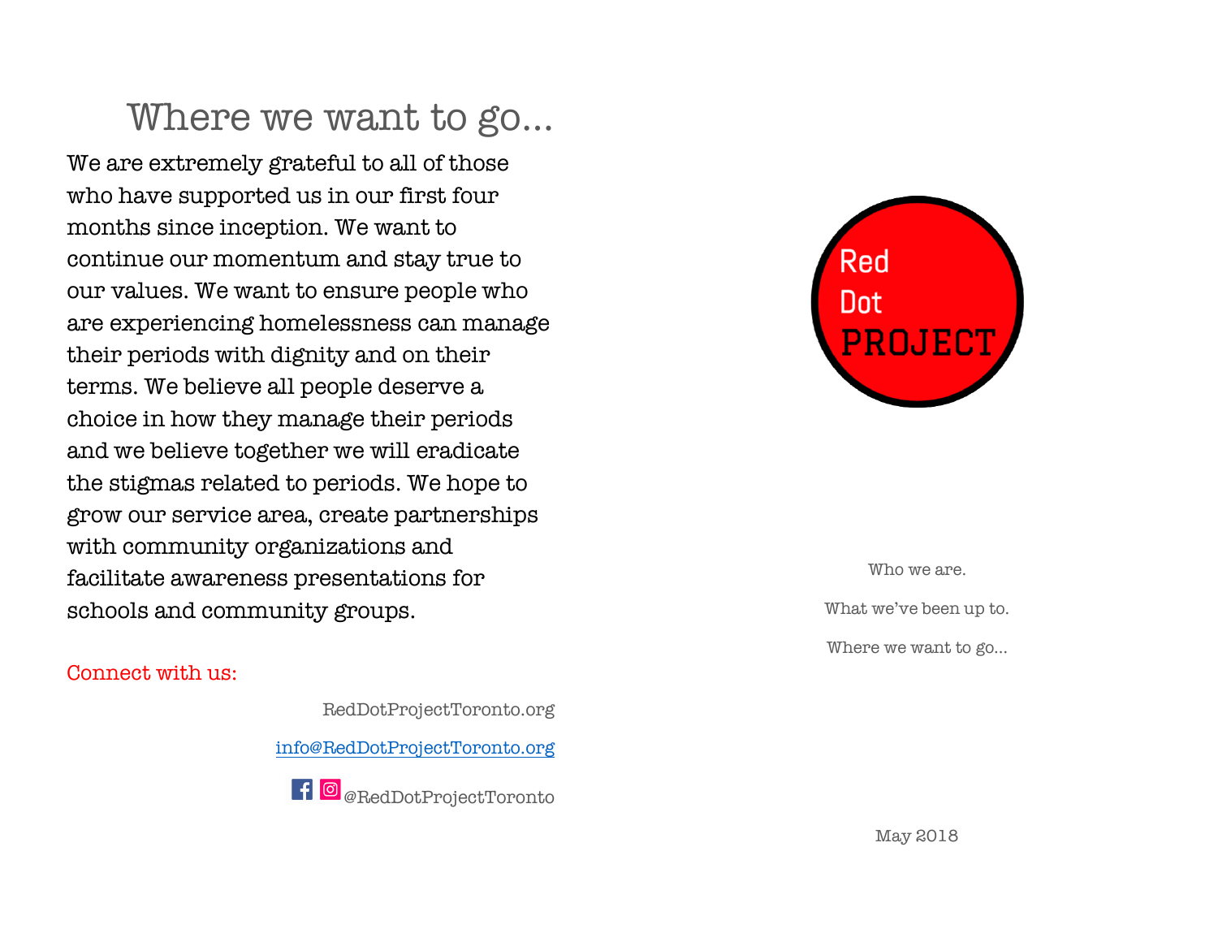# Where we want to go...

We are extremely grateful to all of those who have supported us in our first four months since inception. We want to continue our momentum and stay true to our values. We want to ensure people who are experiencing homelessness can manage their periods with dignity and on their terms. We believe all people deserve a choice in how they manage their periods and we believe together we will eradicate the stigmas related to periods. We hope to grow our service area, create partnerships with community organizations and facilitate awareness presentations for schools and community groups.

Connect with us:

RedDotProjectToronto.org

info@RedDotProjectToronto.org

@RedDotProjectToronto

Red Dot PROJECT

Who we are.

What we've been up to.

Where we want to go...

May 2018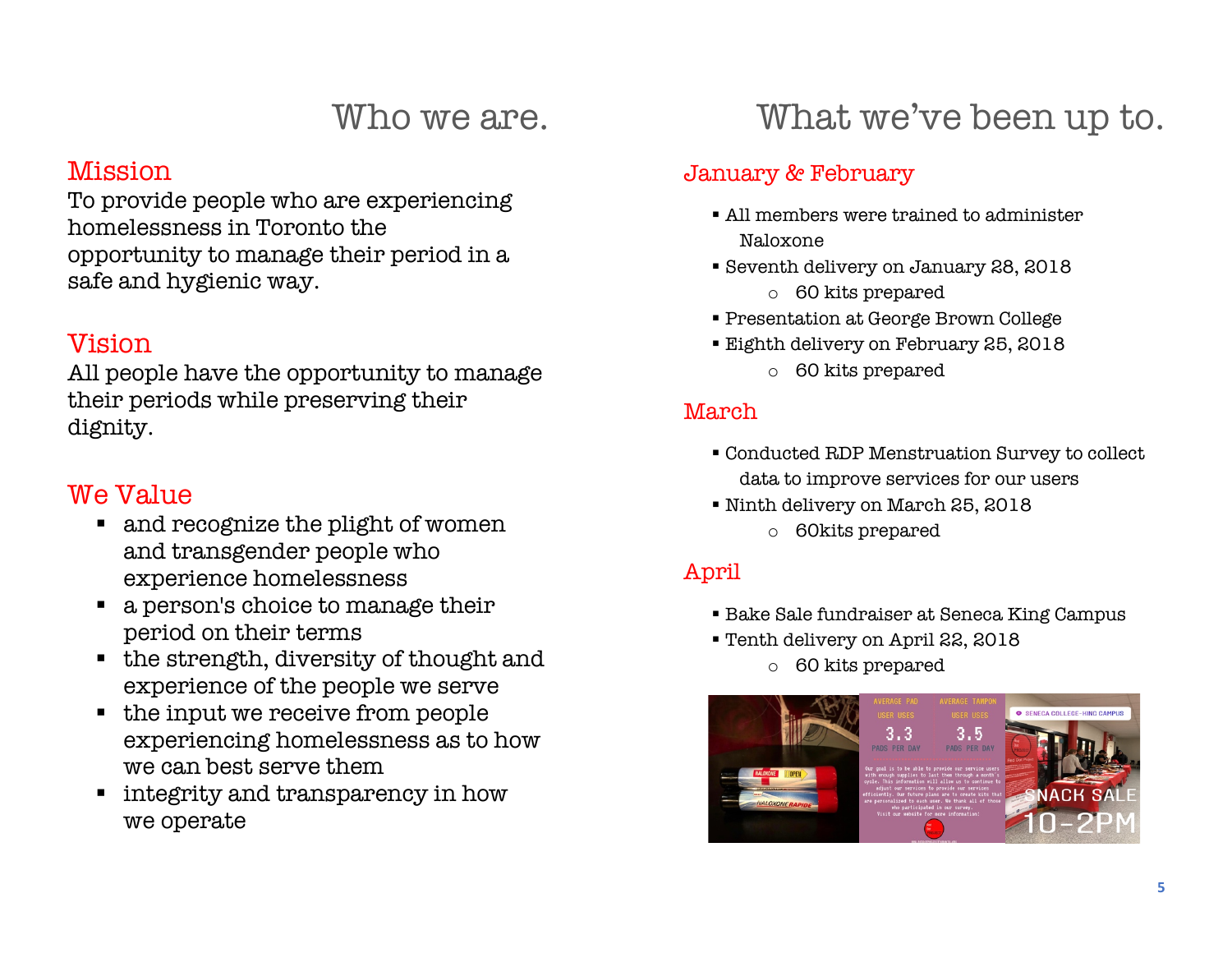# Who we are.

## Mission

To provide people who are experiencing homelessness in Toronto the opportunity to manage their period in a safe and hygienic way.

## Vision

All people have the opportunity to manage their periods while preserving their dignity.

## We Value

- and recognize the plight of women and transgender people who experience homelessness
- a person's choice to manage their period on their terms
- the strength, diversity of thought and experience of the people we serve
- the input we receive from people experiencing homelessness as to how we can best serve them
- integrity and transparency in how we operate

# What we've been up to.

## January & February

- All members were trained to administer Naloxone
- Seventh delivery on January 28, 2018
  - 60 kits prepared
- Presentation at George Brown College
- Eighth delivery on February 25, 2018
  - 60 kits prepared

## March

- Conducted RDP Menstruation Survey to collect data to improve services for our users
- Ninth delivery on March 25, 2018
  - 60kits prepared

## April

- Bake Sale fundraiser at Seneca King Campus
- Tenth delivery on April 22, 2018
  - 60 kits prepared